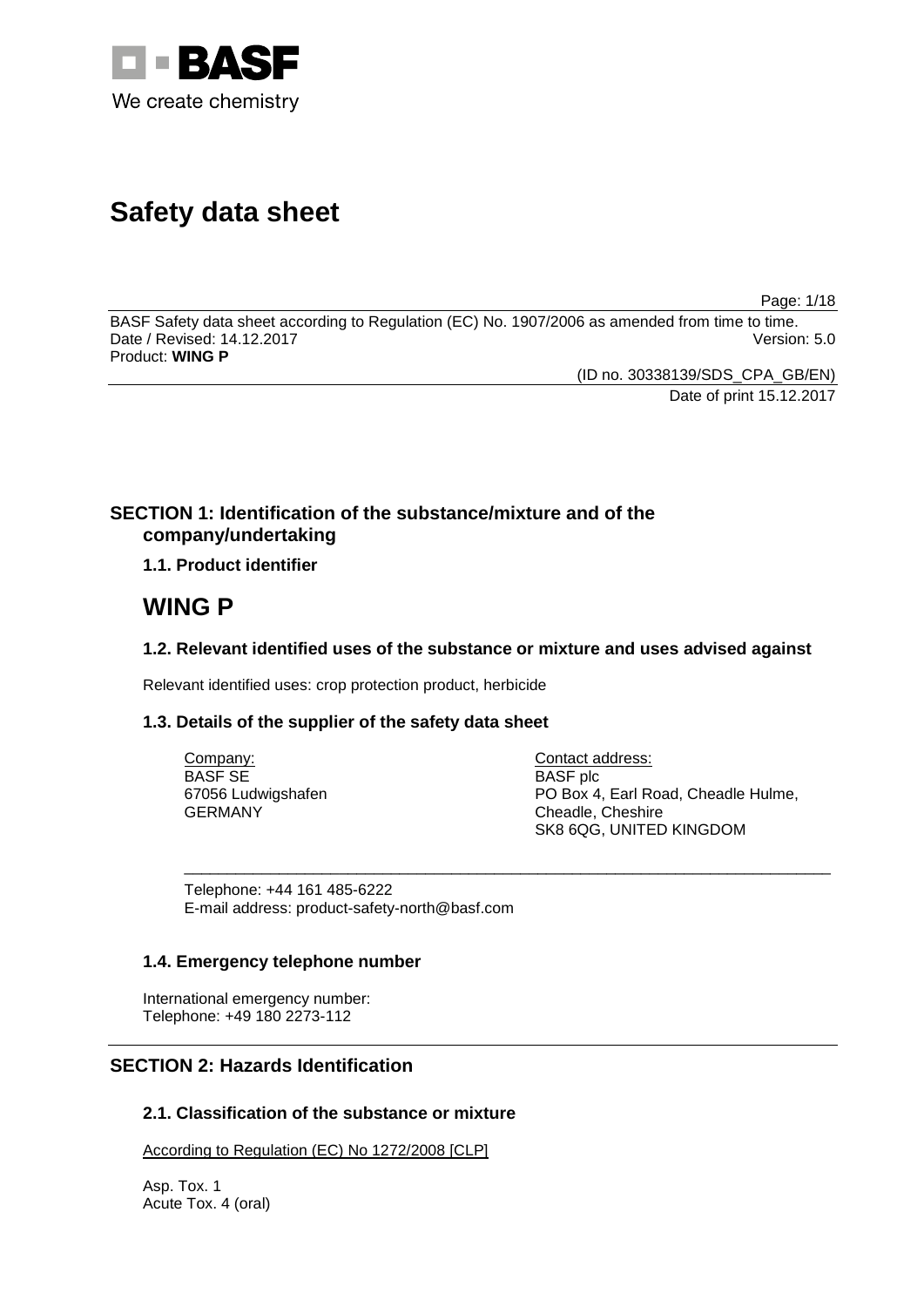BASF
We create chemistry

# Safety data sheet

BASF Safety data sheet according to Regulation (EC) No. 1907/2006 as amended from time to time.
Date / Revised: 14.12.2017 Version: 5.0
Product: **WING P**

(ID no. 30338139/SDS_CPA_GB/EN)
Date of print 15.12.2017

## SECTION 1: Identification of the substance/mixture and of the company/undertaking

### 1.1. Product identifier

# WING P

### 1.2. Relevant identified uses of the substance or mixture and uses advised against

Relevant identified uses: crop protection product, herbicide

### 1.3. Details of the supplier of the safety data sheet

Company:
BASF SE
67056 Ludwigshafen
GERMANY

Contact address:
BASF plc
PO Box 4, Earl Road, Cheadle Hulme,
Cheadle, Cheshire
SK8 6QG, UNITED KINGDOM

Telephone: +44 161 485-6222
E-mail address: product-safety-north@basf.com

### 1.4. Emergency telephone number

International emergency number:
Telephone: +49 180 2273-112

## SECTION 2: Hazards Identification

### 2.1. Classification of the substance or mixture

According to Regulation (EC) No 1272/2008 [CLP]

Asp. Tox. 1
Acute Tox. 4 (oral)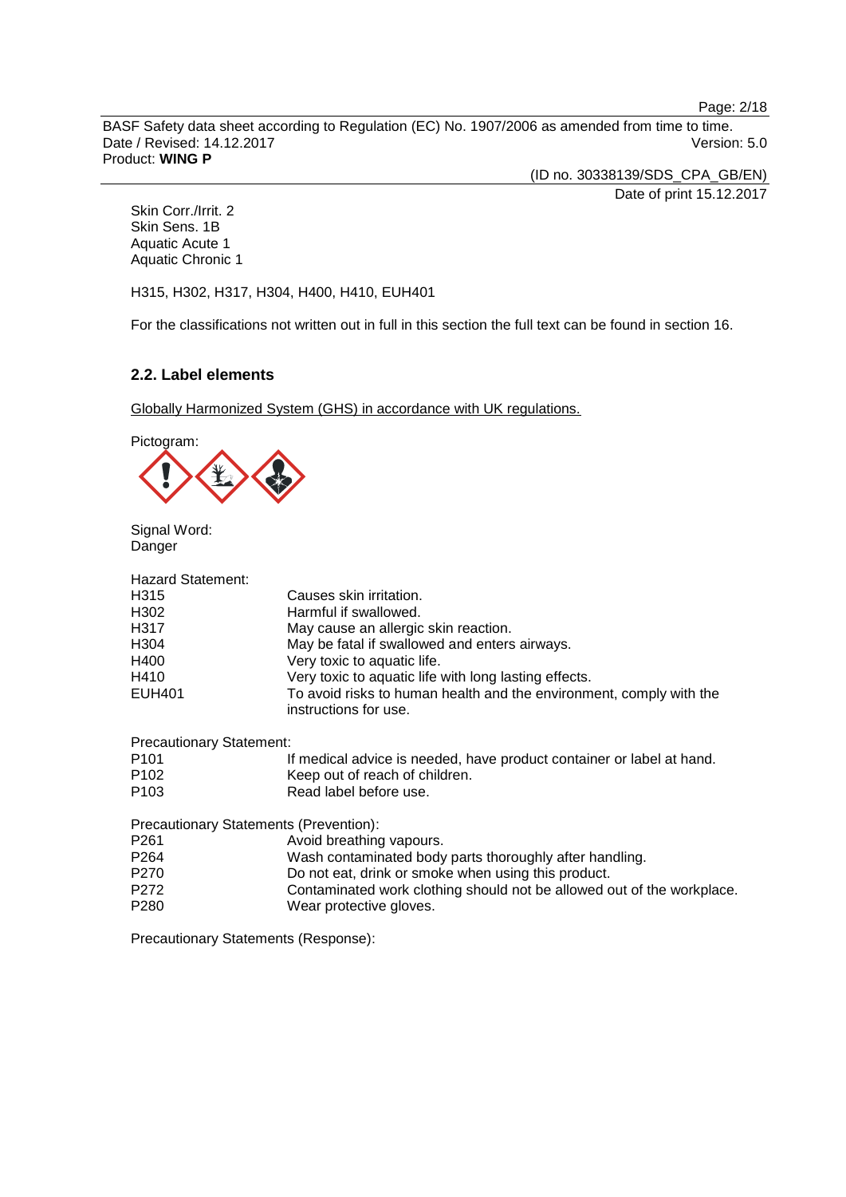Skin Corr./Irrit. 2
Skin Sens. 1B
Aquatic Acute 1
Aquatic Chronic 1

H315, H302, H317, H304, H400, H410, EUH401

For the classifications not written out in full in this section the full text can be found in section 16.

## 2.2. Label elements

Globally Harmonized System (GHS) in accordance with UK regulations.

Pictogram:

Signal Word:
Danger

Hazard Statement:

| | |
|---|---|
| H315 | Causes skin irritation. |
| H302 | Harmful if swallowed. |
| H317 | May cause an allergic skin reaction. |
| H304 | May be fatal if swallowed and enters airways. |
| H400 | Very toxic to aquatic life. |
| H410 | Very toxic to aquatic life with long lasting effects. |
| EUH401 | To avoid risks to human health and the environment, comply with the instructions for use. |

Precautionary Statement:

| | |
|---|---|
| P101 | If medical advice is needed, have product container or label at hand. |
| P102 | Keep out of reach of children. |
| P103 | Read label before use. |

Precautionary Statements (Prevention):

| | |
|---|---|
| P261 | Avoid breathing vapours. |
| P264 | Wash contaminated body parts thoroughly after handling. |
| P270 | Do not eat, drink or smoke when using this product. |
| P272 | Contaminated work clothing should not be allowed out of the workplace. |
| P280 | Wear protective gloves. |

Precautionary Statements (Response):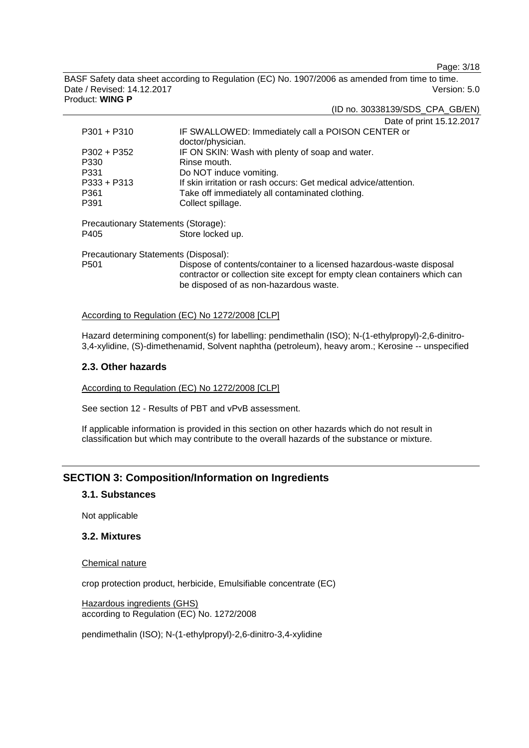| | |
|---|---|
| P301 + P310 | IF SWALLOWED: Immediately call a POISON CENTER or doctor/physician. |
| P302 + P352 | IF ON SKIN: Wash with plenty of soap and water. |
| P330 | Rinse mouth. |
| P331 | Do NOT induce vomiting. |
| P333 + P313 | If skin irritation or rash occurs: Get medical advice/attention. |
| P361 | Take off immediately all contaminated clothing. |
| P391 | Collect spillage. |

Precautionary Statements (Storage):

| | |
|---|---|
| P405 | Store locked up. |

Precautionary Statements (Disposal):

| | |
|---|---|
| P501 | Dispose of contents/container to a licensed hazardous-waste disposal contractor or collection site except for empty clean containers which can be disposed of as non-hazardous waste. |

According to Regulation (EC) No 1272/2008 [CLP]

Hazard determining component(s) for labelling: pendimethalin (ISO); N-(1-ethylpropyl)-2,6-dinitro-3,4-xylidine, (S)-dimethenamid, Solvent naphtha (petroleum), heavy arom.; Kerosine -- unspecified

### 2.3. Other hazards

According to Regulation (EC) No 1272/2008 [CLP]

See section 12 - Results of PBT and vPvB assessment.

If applicable information is provided in this section on other hazards which do not result in classification but which may contribute to the overall hazards of the substance or mixture.

## SECTION 3: Composition/Information on Ingredients

### 3.1. Substances

Not applicable

### 3.2. Mixtures

Chemical nature

crop protection product, herbicide, Emulsifiable concentrate (EC)

Hazardous ingredients (GHS)
according to Regulation (EC) No. 1272/2008

pendimethalin (ISO); N-(1-ethylpropyl)-2,6-dinitro-3,4-xylidine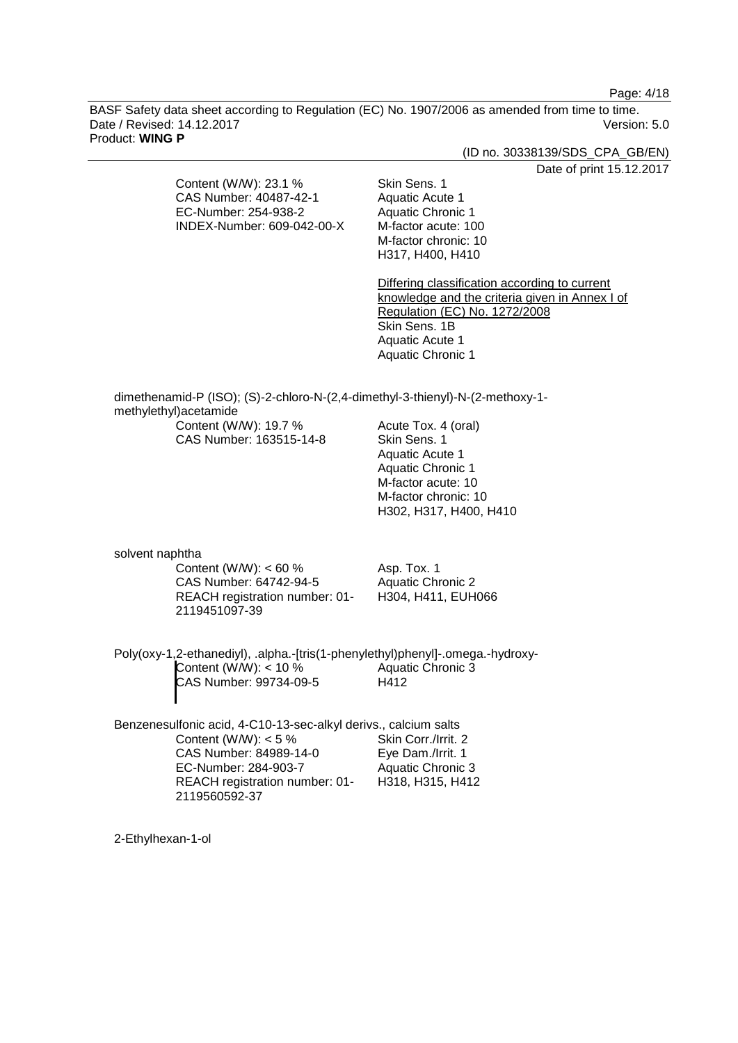Content (W/W): 23.1 %
CAS Number: 40487-42-1
EC-Number: 254-938-2
INDEX-Number: 609-042-00-X

Skin Sens. 1
Aquatic Acute 1
Aquatic Chronic 1
M-factor acute: 100
M-factor chronic: 10
H317, H400, H410

Differing classification according to current knowledge and the criteria given in Annex I of Regulation (EC) No. 1272/2008
Skin Sens. 1B
Aquatic Acute 1
Aquatic Chronic 1

dimethenamid-P (ISO); (S)-2-chloro-N-(2,4-dimethyl-3-thienyl)-N-(2-methoxy-1-methylethyl)acetamide

Content (W/W): 19.7 %
CAS Number: 163515-14-8

Acute Tox. 4 (oral)
Skin Sens. 1
Aquatic Acute 1
Aquatic Chronic 1
M-factor acute: 10
M-factor chronic: 10
H302, H317, H400, H410

solvent naphtha

Content (W/W): < 60 %
CAS Number: 64742-94-5
REACH registration number: 01-2119451097-39

Asp. Tox. 1
Aquatic Chronic 2
H304, H411, EUH066

Poly(oxy-1,2-ethanediyl), .alpha.-[tris(1-phenylethyl)phenyl]-.omega.-hydroxy-

Content (W/W): < 10 %
CAS Number: 99734-09-5

Aquatic Chronic 3
H412

Benzenesulfonic acid, 4-C10-13-sec-alkyl derivs., calcium salts

Content (W/W): < 5 %
CAS Number: 84989-14-0
EC-Number: 284-903-7
REACH registration number: 01-2119560592-37

Skin Corr./Irrit. 2
Eye Dam./Irrit. 1
Aquatic Chronic 3
H318, H315, H412

2-Ethylhexan-1-ol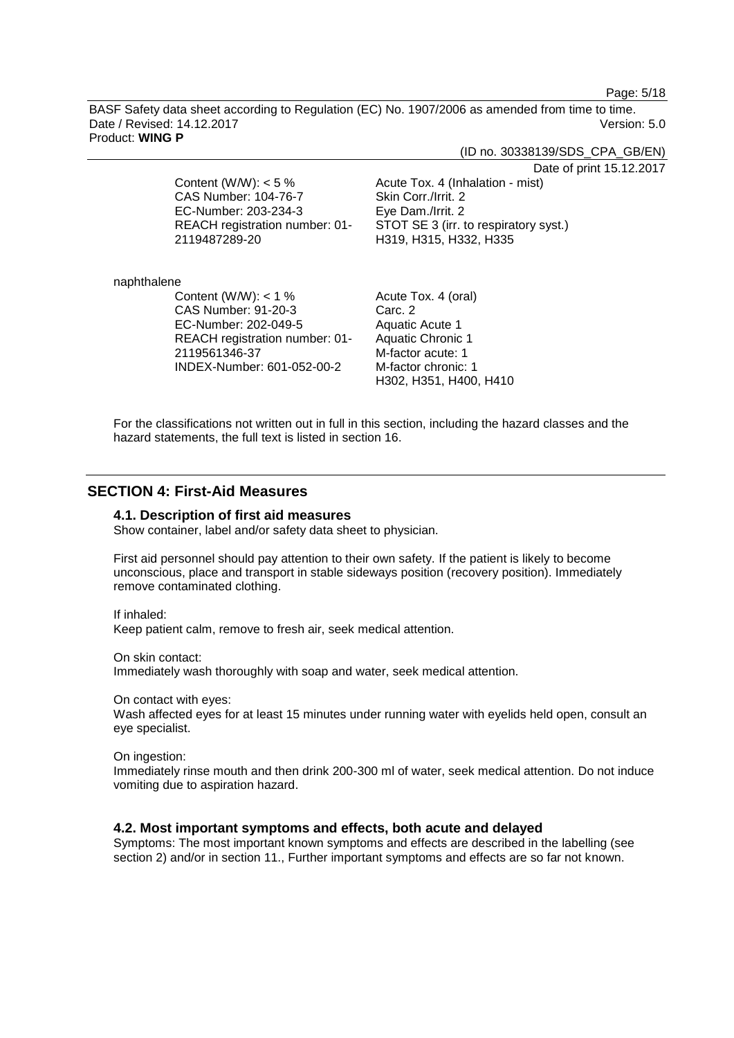| | |
|---|---|
| Content (W/W): < 5 %<br>CAS Number: 104-76-7<br>EC-Number: 203-234-3<br>REACH registration number: 01-2119487289-20 | Acute Tox. 4 (Inhalation - mist)<br>Skin Corr./Irrit. 2<br>Eye Dam./Irrit. 2<br>STOT SE 3 (irr. to respiratory syst.)<br>H319, H315, H332, H335 |

naphthalene

| | |
|---|---|
| Content (W/W): < 1 %<br>CAS Number: 91-20-3<br>EC-Number: 202-049-5<br>REACH registration number: 01-2119561346-37<br>INDEX-Number: 601-052-00-2 | Acute Tox. 4 (oral)<br>Carc. 2<br>Aquatic Acute 1<br>Aquatic Chronic 1<br>M-factor acute: 1<br>M-factor chronic: 1<br>H302, H351, H400, H410 |

For the classifications not written out in full in this section, including the hazard classes and the hazard statements, the full text is listed in section 16.

## SECTION 4: First-Aid Measures

### 4.1. Description of first aid measures

Show container, label and/or safety data sheet to physician.

First aid personnel should pay attention to their own safety. If the patient is likely to become unconscious, place and transport in stable sideways position (recovery position). Immediately remove contaminated clothing.

If inhaled:
Keep patient calm, remove to fresh air, seek medical attention.

On skin contact:
Immediately wash thoroughly with soap and water, seek medical attention.

On contact with eyes:
Wash affected eyes for at least 15 minutes under running water with eyelids held open, consult an eye specialist.

On ingestion:
Immediately rinse mouth and then drink 200-300 ml of water, seek medical attention. Do not induce vomiting due to aspiration hazard.

### 4.2. Most important symptoms and effects, both acute and delayed

Symptoms: The most important known symptoms and effects are described in the labelling (see section 2) and/or in section 11., Further important symptoms and effects are so far not known.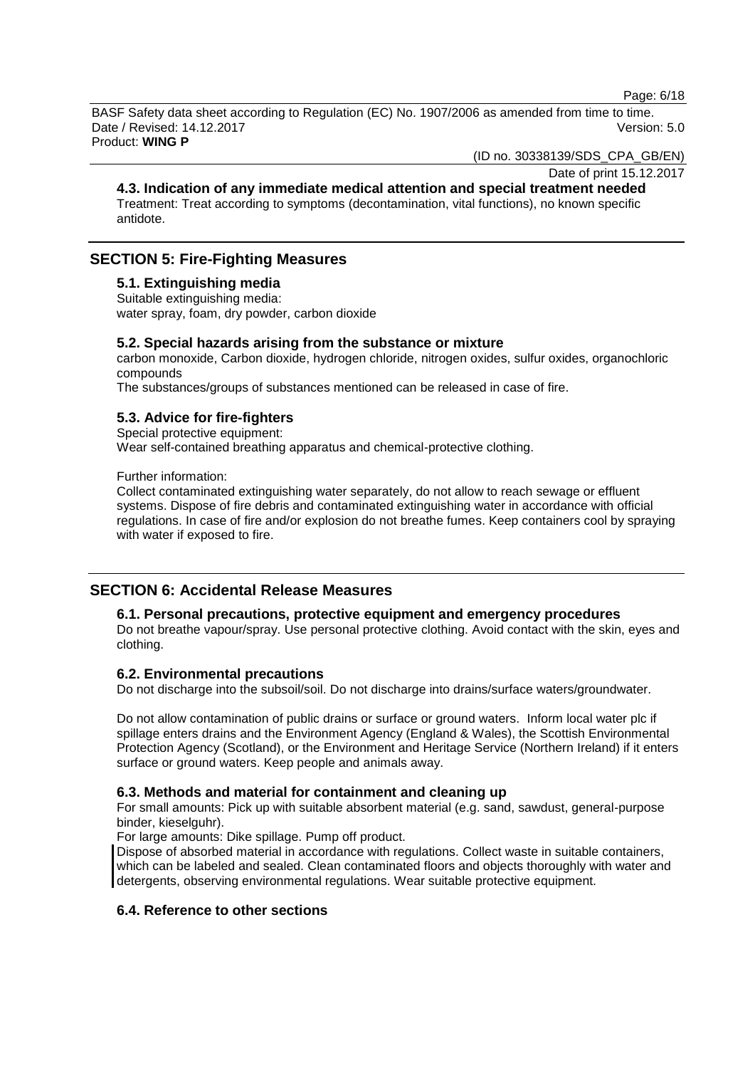### 4.3. Indication of any immediate medical attention and special treatment needed

Treatment: Treat according to symptoms (decontamination, vital functions), no known specific antidote.

## SECTION 5: Fire-Fighting Measures

### 5.1. Extinguishing media

Suitable extinguishing media:
water spray, foam, dry powder, carbon dioxide

### 5.2. Special hazards arising from the substance or mixture

carbon monoxide, Carbon dioxide, hydrogen chloride, nitrogen oxides, sulfur oxides, organochloric compounds

The substances/groups of substances mentioned can be released in case of fire.

### 5.3. Advice for fire-fighters

Special protective equipment:
Wear self-contained breathing apparatus and chemical-protective clothing.

Further information:
Collect contaminated extinguishing water separately, do not allow to reach sewage or effluent systems. Dispose of fire debris and contaminated extinguishing water in accordance with official regulations. In case of fire and/or explosion do not breathe fumes. Keep containers cool by spraying with water if exposed to fire.

## SECTION 6: Accidental Release Measures

### 6.1. Personal precautions, protective equipment and emergency procedures

Do not breathe vapour/spray. Use personal protective clothing. Avoid contact with the skin, eyes and clothing.

### 6.2. Environmental precautions

Do not discharge into the subsoil/soil. Do not discharge into drains/surface waters/groundwater.

Do not allow contamination of public drains or surface or ground waters. Inform local water plc if spillage enters drains and the Environment Agency (England & Wales), the Scottish Environmental Protection Agency (Scotland), or the Environment and Heritage Service (Northern Ireland) if it enters surface or ground waters. Keep people and animals away.

### 6.3. Methods and material for containment and cleaning up

For small amounts: Pick up with suitable absorbent material (e.g. sand, sawdust, general-purpose binder, kieselguhr).

For large amounts: Dike spillage. Pump off product.

Dispose of absorbed material in accordance with regulations. Collect waste in suitable containers, which can be labeled and sealed. Clean contaminated floors and objects thoroughly with water and detergents, observing environmental regulations. Wear suitable protective equipment.

### 6.4. Reference to other sections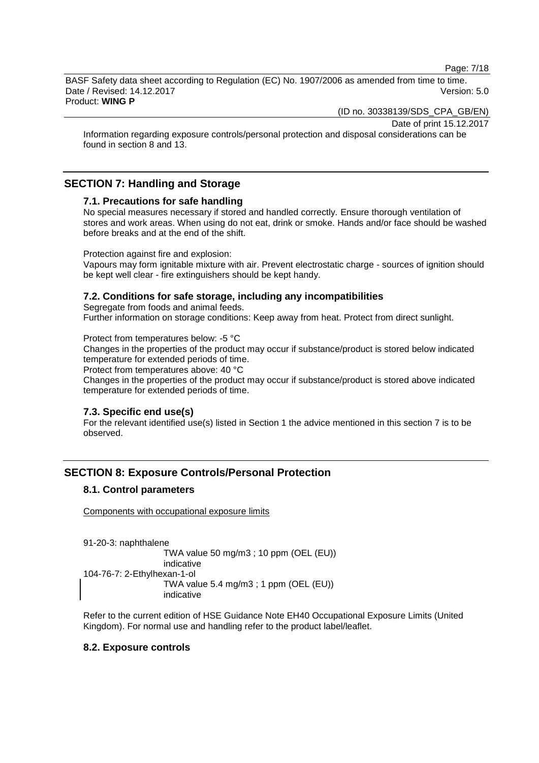Information regarding exposure controls/personal protection and disposal considerations can be found in section 8 and 13.

## SECTION 7: Handling and Storage

### 7.1. Precautions for safe handling

No special measures necessary if stored and handled correctly. Ensure thorough ventilation of stores and work areas. When using do not eat, drink or smoke. Hands and/or face should be washed before breaks and at the end of the shift.

Protection against fire and explosion:
Vapours may form ignitable mixture with air. Prevent electrostatic charge - sources of ignition should be kept well clear - fire extinguishers should be kept handy.

### 7.2. Conditions for safe storage, including any incompatibilities

Segregate from foods and animal feeds.
Further information on storage conditions: Keep away from heat. Protect from direct sunlight.

Protect from temperatures below: -5 °C
Changes in the properties of the product may occur if substance/product is stored below indicated temperature for extended periods of time.
Protect from temperatures above: 40 °C
Changes in the properties of the product may occur if substance/product is stored above indicated temperature for extended periods of time.

### 7.3. Specific end use(s)

For the relevant identified use(s) listed in Section 1 the advice mentioned in this section 7 is to be observed.

## SECTION 8: Exposure Controls/Personal Protection

### 8.1. Control parameters

Components with occupational exposure limits

91-20-3: naphthalene
TWA value 50 mg/m3 ; 10 ppm (OEL (EU))
indicative
104-76-7: 2-Ethylhexan-1-ol
TWA value 5.4 mg/m3 ; 1 ppm (OEL (EU))
indicative

Refer to the current edition of HSE Guidance Note EH40 Occupational Exposure Limits (United Kingdom). For normal use and handling refer to the product label/leaflet.

### 8.2. Exposure controls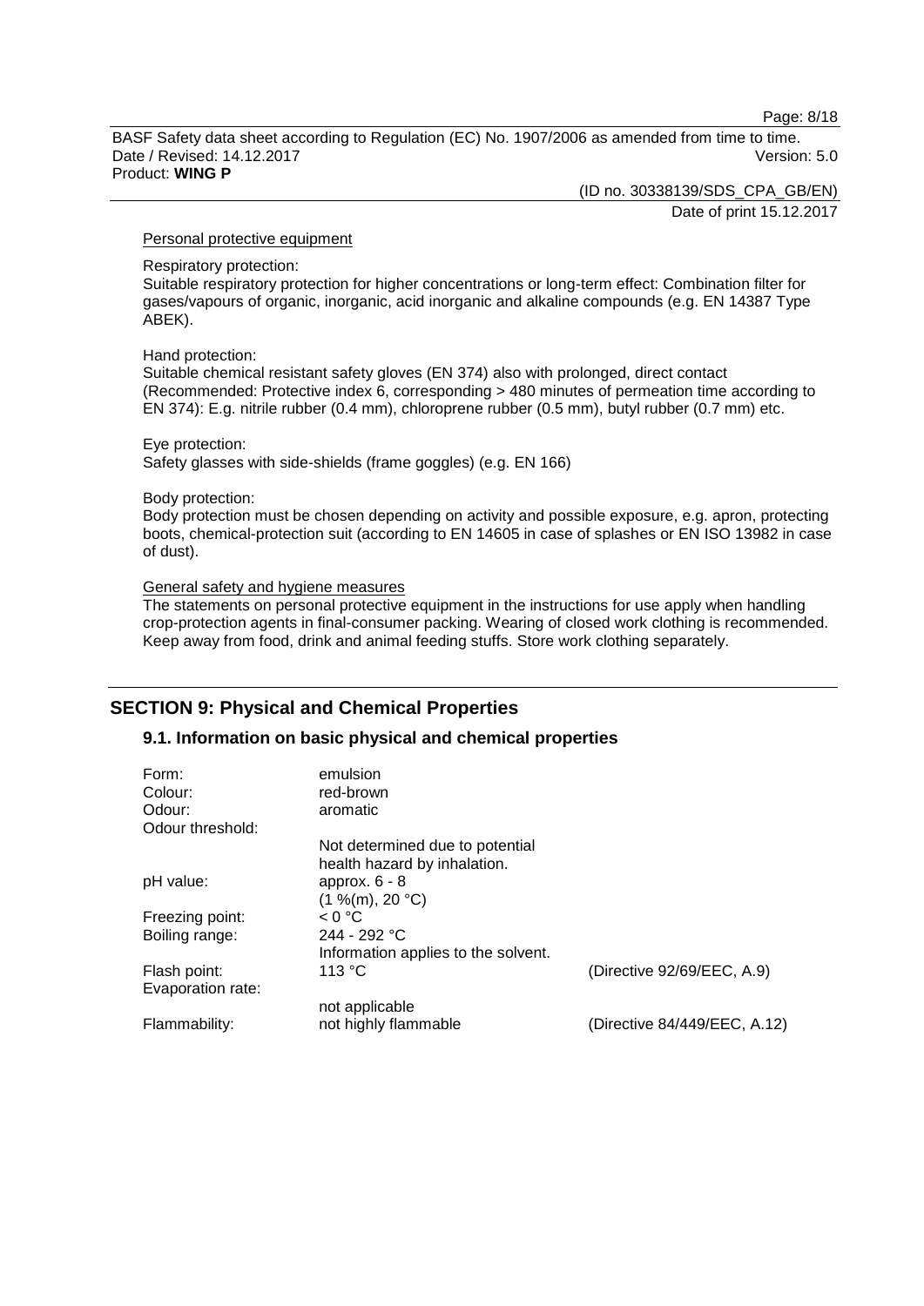Personal protective equipment

Respiratory protection:
Suitable respiratory protection for higher concentrations or long-term effect: Combination filter for gases/vapours of organic, inorganic, acid inorganic and alkaline compounds (e.g. EN 14387 Type ABEK).

Hand protection:
Suitable chemical resistant safety gloves (EN 374) also with prolonged, direct contact (Recommended: Protective index 6, corresponding > 480 minutes of permeation time according to EN 374): E.g. nitrile rubber (0.4 mm), chloroprene rubber (0.5 mm), butyl rubber (0.7 mm) etc.

Eye protection:
Safety glasses with side-shields (frame goggles) (e.g. EN 166)

Body protection:
Body protection must be chosen depending on activity and possible exposure, e.g. apron, protecting boots, chemical-protection suit (according to EN 14605 in case of splashes or EN ISO 13982 in case of dust).

General safety and hygiene measures
The statements on personal protective equipment in the instructions for use apply when handling crop-protection agents in final-consumer packing. Wearing of closed work clothing is recommended. Keep away from food, drink and animal feeding stuffs. Store work clothing separately.

## SECTION 9: Physical and Chemical Properties

### 9.1. Information on basic physical and chemical properties

| | | |
|---|---|---|
| Form: | emulsion | |
| Colour: | red-brown | |
| Odour: | aromatic | |
| Odour threshold: | Not determined due to potential health hazard by inhalation. | |
| pH value: | approx. 6 - 8 (1 %(m), 20 °C) | |
| Freezing point: | < 0 °C | |
| Boiling range: | 244 - 292 °C Information applies to the solvent. | |
| Flash point: | 113 °C | (Directive 92/69/EEC, A.9) |
| Evaporation rate: | not applicable | |
| Flammability: | not highly flammable | (Directive 84/449/EEC, A.12) |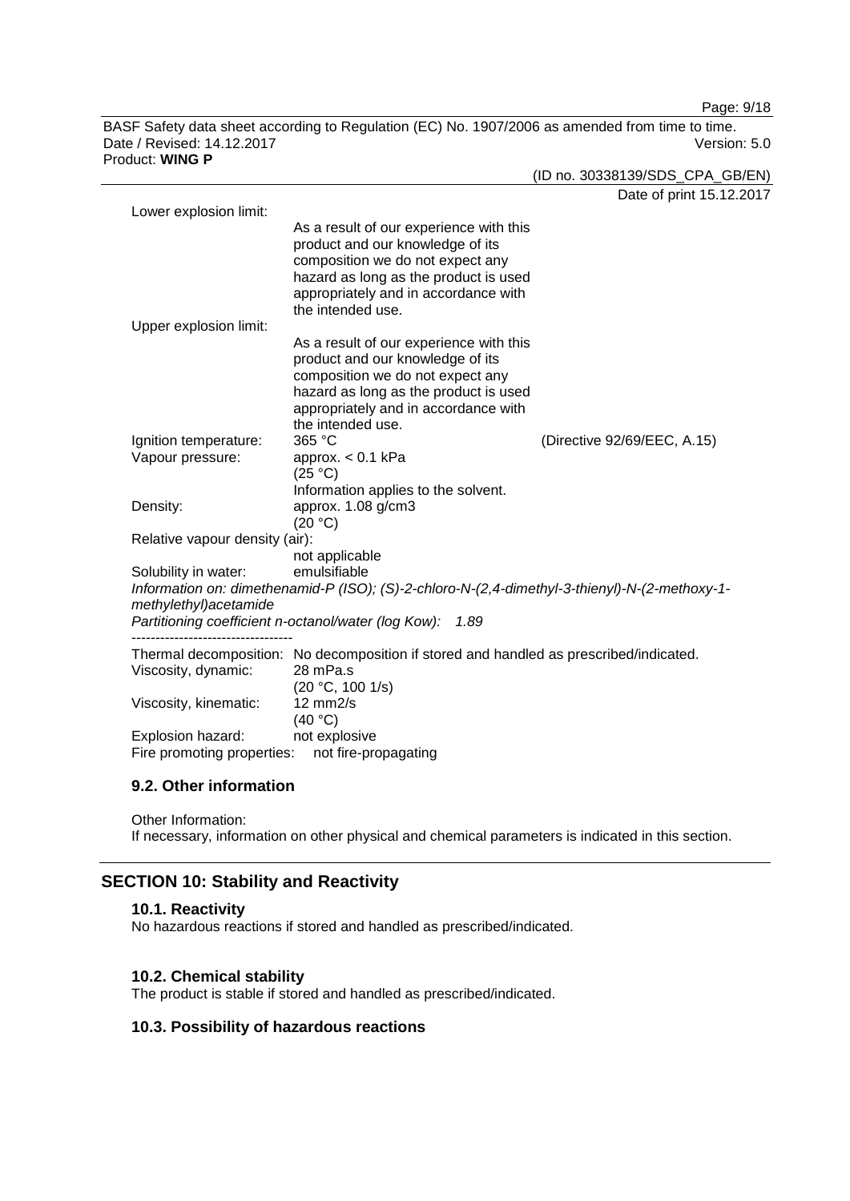Lower explosion limit:

As a result of our experience with this product and our knowledge of its composition we do not expect any hazard as long as the product is used appropriately and in accordance with the intended use.

Upper explosion limit:

As a result of our experience with this product and our knowledge of its composition we do not expect any hazard as long as the product is used appropriately and in accordance with the intended use.

Ignition temperature: 365 °C (Directive 92/69/EEC, A.15)

Vapour pressure: approx. < 0.1 kPa (25 °C)
Information applies to the solvent.

Density: approx. 1.08 g/cm3 (20 °C)

Relative vapour density (air): not applicable

Solubility in water: emulsifiable

*Information on: dimethenamid-P (ISO); (S)-2-chloro-N-(2,4-dimethyl-3-thienyl)-N-(2-methoxy-1-methylethyl)acetamide*

*Partitioning coefficient n-octanol/water (log Kow): 1.89*

----------------------------------

Thermal decomposition: No decomposition if stored and handled as prescribed/indicated.

Viscosity, dynamic: 28 mPa.s (20 °C, 100 1/s)

Viscosity, kinematic: 12 mm2/s (40 °C)

Explosion hazard: not explosive

Fire promoting properties: not fire-propagating

### 9.2. Other information

Other Information:
If necessary, information on other physical and chemical parameters is indicated in this section.

## SECTION 10: Stability and Reactivity

### 10.1. Reactivity

No hazardous reactions if stored and handled as prescribed/indicated.

### 10.2. Chemical stability

The product is stable if stored and handled as prescribed/indicated.

### 10.3. Possibility of hazardous reactions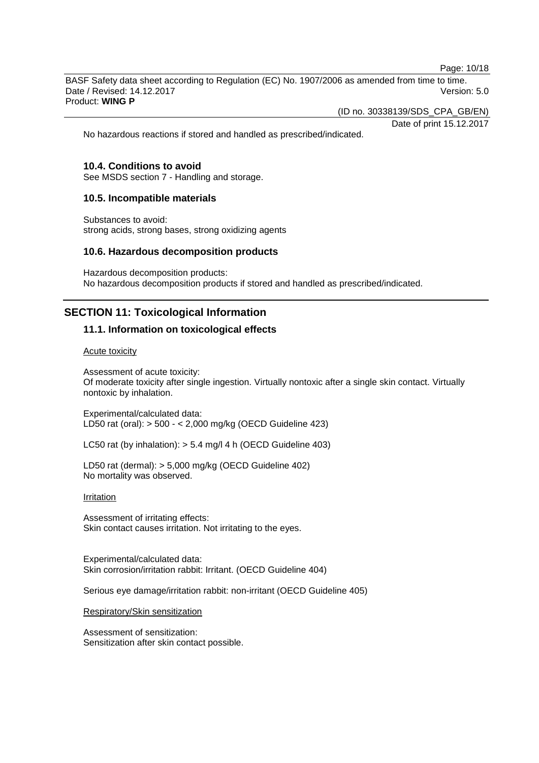No hazardous reactions if stored and handled as prescribed/indicated.

### 10.4. Conditions to avoid

See MSDS section 7 - Handling and storage.

### 10.5. Incompatible materials

Substances to avoid:
strong acids, strong bases, strong oxidizing agents

### 10.6. Hazardous decomposition products

Hazardous decomposition products:
No hazardous decomposition products if stored and handled as prescribed/indicated.

## SECTION 11: Toxicological Information

### 11.1. Information on toxicological effects

Acute toxicity

Assessment of acute toxicity:
Of moderate toxicity after single ingestion. Virtually nontoxic after a single skin contact. Virtually nontoxic by inhalation.

Experimental/calculated data:
LD50 rat (oral): > 500 - < 2,000 mg/kg (OECD Guideline 423)

LC50 rat (by inhalation): > 5.4 mg/l 4 h (OECD Guideline 403)

LD50 rat (dermal): > 5,000 mg/kg (OECD Guideline 402)
No mortality was observed.

Irritation

Assessment of irritating effects:
Skin contact causes irritation. Not irritating to the eyes.

Experimental/calculated data:
Skin corrosion/irritation rabbit: Irritant. (OECD Guideline 404)

Serious eye damage/irritation rabbit: non-irritant (OECD Guideline 405)

Respiratory/Skin sensitization

Assessment of sensitization:
Sensitization after skin contact possible.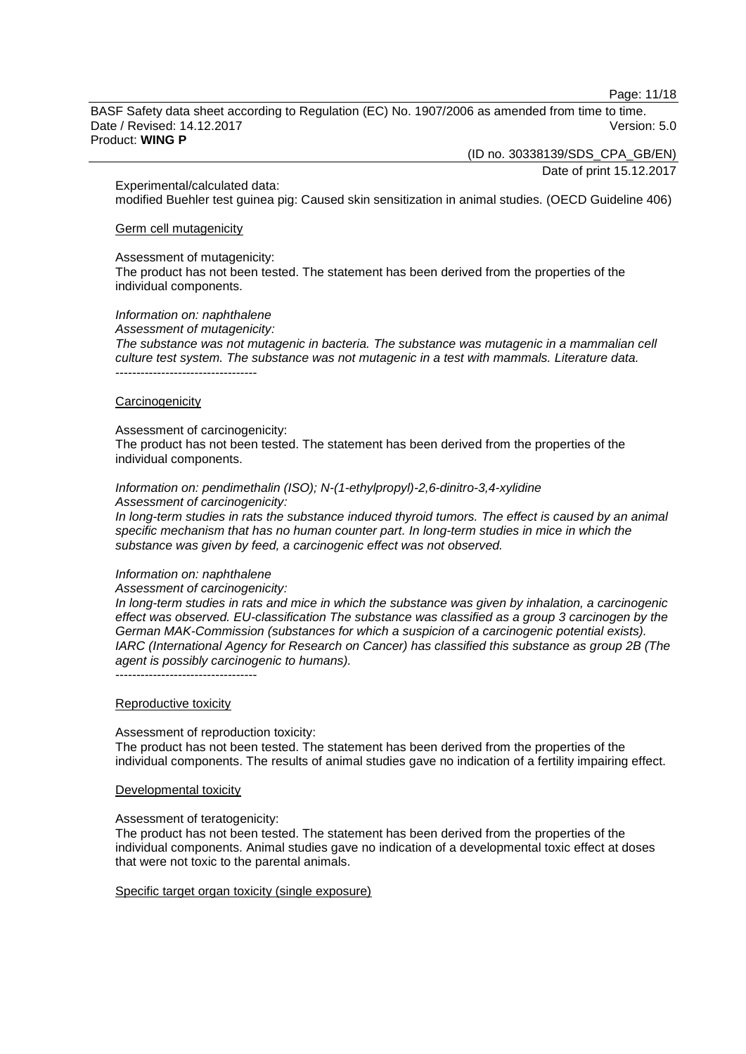Experimental/calculated data:
modified Buehler test guinea pig: Caused skin sensitization in animal studies. (OECD Guideline 406)

Germ cell mutagenicity

Assessment of mutagenicity:
The product has not been tested. The statement has been derived from the properties of the individual components.

*Information on: naphthalene*
*Assessment of mutagenicity:*
*The substance was not mutagenic in bacteria. The substance was mutagenic in a mammalian cell culture test system. The substance was not mutagenic in a test with mammals. Literature data.*
----------------------------------

Carcinogenicity

Assessment of carcinogenicity:
The product has not been tested. The statement has been derived from the properties of the individual components.

*Information on: pendimethalin (ISO); N-(1-ethylpropyl)-2,6-dinitro-3,4-xylidine*
*Assessment of carcinogenicity:*
*In long-term studies in rats the substance induced thyroid tumors. The effect is caused by an animal specific mechanism that has no human counter part. In long-term studies in mice in which the substance was given by feed, a carcinogenic effect was not observed.*

*Information on: naphthalene*
*Assessment of carcinogenicity:*
*In long-term studies in rats and mice in which the substance was given by inhalation, a carcinogenic effect was observed. EU-classification The substance was classified as a group 3 carcinogen by the German MAK-Commission (substances for which a suspicion of a carcinogenic potential exists). IARC (International Agency for Research on Cancer) has classified this substance as group 2B (The agent is possibly carcinogenic to humans).*
----------------------------------

Reproductive toxicity

Assessment of reproduction toxicity:
The product has not been tested. The statement has been derived from the properties of the individual components. The results of animal studies gave no indication of a fertility impairing effect.

Developmental toxicity

Assessment of teratogenicity:
The product has not been tested. The statement has been derived from the properties of the individual components. Animal studies gave no indication of a developmental toxic effect at doses that were not toxic to the parental animals.

Specific target organ toxicity (single exposure)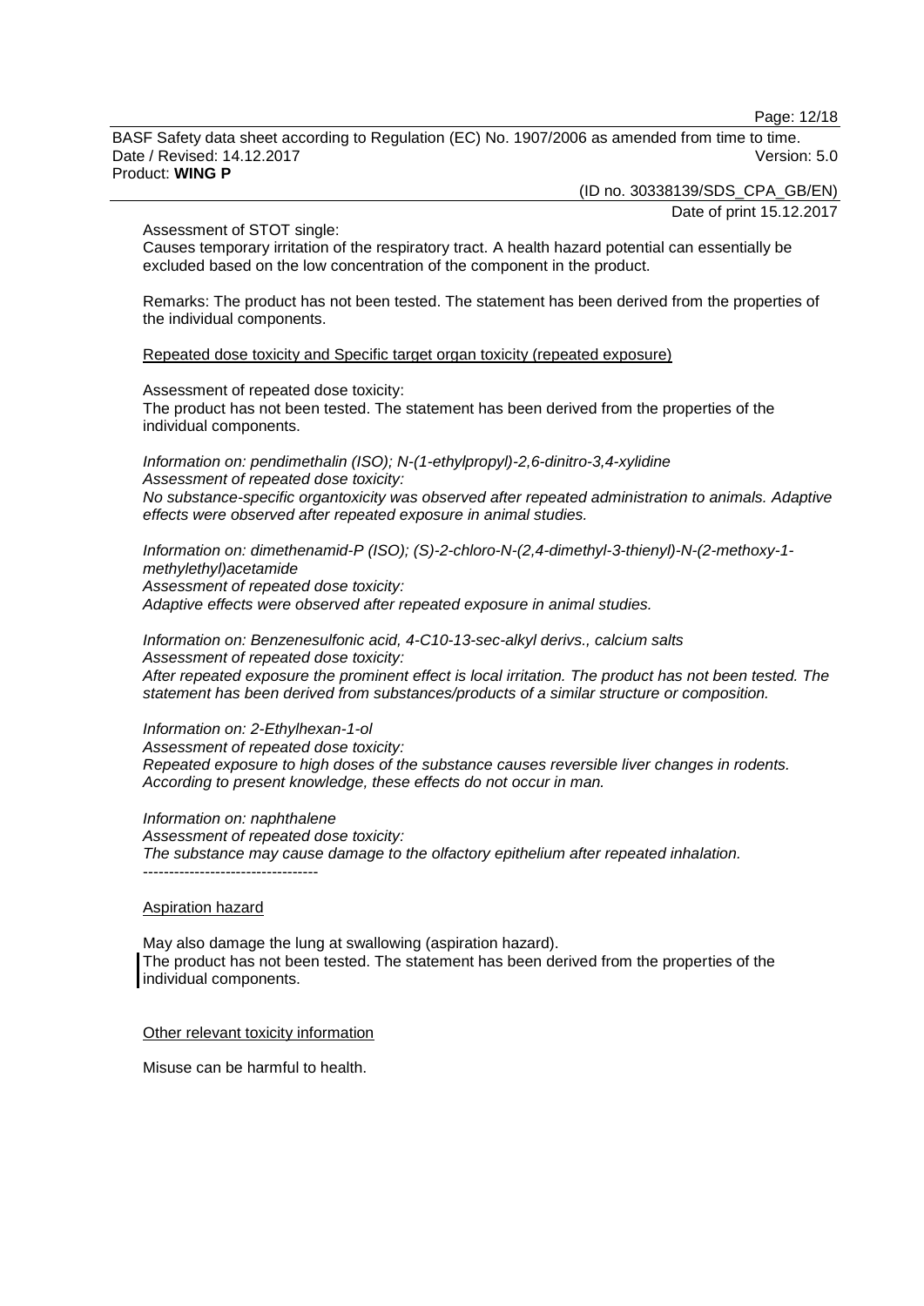Assessment of STOT single:
Causes temporary irritation of the respiratory tract. A health hazard potential can essentially be excluded based on the low concentration of the component in the product.

Remarks: The product has not been tested. The statement has been derived from the properties of the individual components.

Repeated dose toxicity and Specific target organ toxicity (repeated exposure)

Assessment of repeated dose toxicity:
The product has not been tested. The statement has been derived from the properties of the individual components.

*Information on: pendimethalin (ISO); N-(1-ethylpropyl)-2,6-dinitro-3,4-xylidine*
*Assessment of repeated dose toxicity:*
*No substance-specific organtoxicity was observed after repeated administration to animals. Adaptive effects were observed after repeated exposure in animal studies.*

*Information on: dimethenamid-P (ISO); (S)-2-chloro-N-(2,4-dimethyl-3-thienyl)-N-(2-methoxy-1-methylethyl)acetamide*
*Assessment of repeated dose toxicity:*
*Adaptive effects were observed after repeated exposure in animal studies.*

*Information on: Benzenesulfonic acid, 4-C10-13-sec-alkyl derivs., calcium salts*
*Assessment of repeated dose toxicity:*
*After repeated exposure the prominent effect is local irritation. The product has not been tested. The statement has been derived from substances/products of a similar structure or composition.*

*Information on: 2-Ethylhexan-1-ol*
*Assessment of repeated dose toxicity:*
*Repeated exposure to high doses of the substance causes reversible liver changes in rodents. According to present knowledge, these effects do not occur in man.*

*Information on: naphthalene*
*Assessment of repeated dose toxicity:*
*The substance may cause damage to the olfactory epithelium after repeated inhalation.*
----------------------------------

Aspiration hazard

May also damage the lung at swallowing (aspiration hazard).
The product has not been tested. The statement has been derived from the properties of the individual components.

Other relevant toxicity information

Misuse can be harmful to health.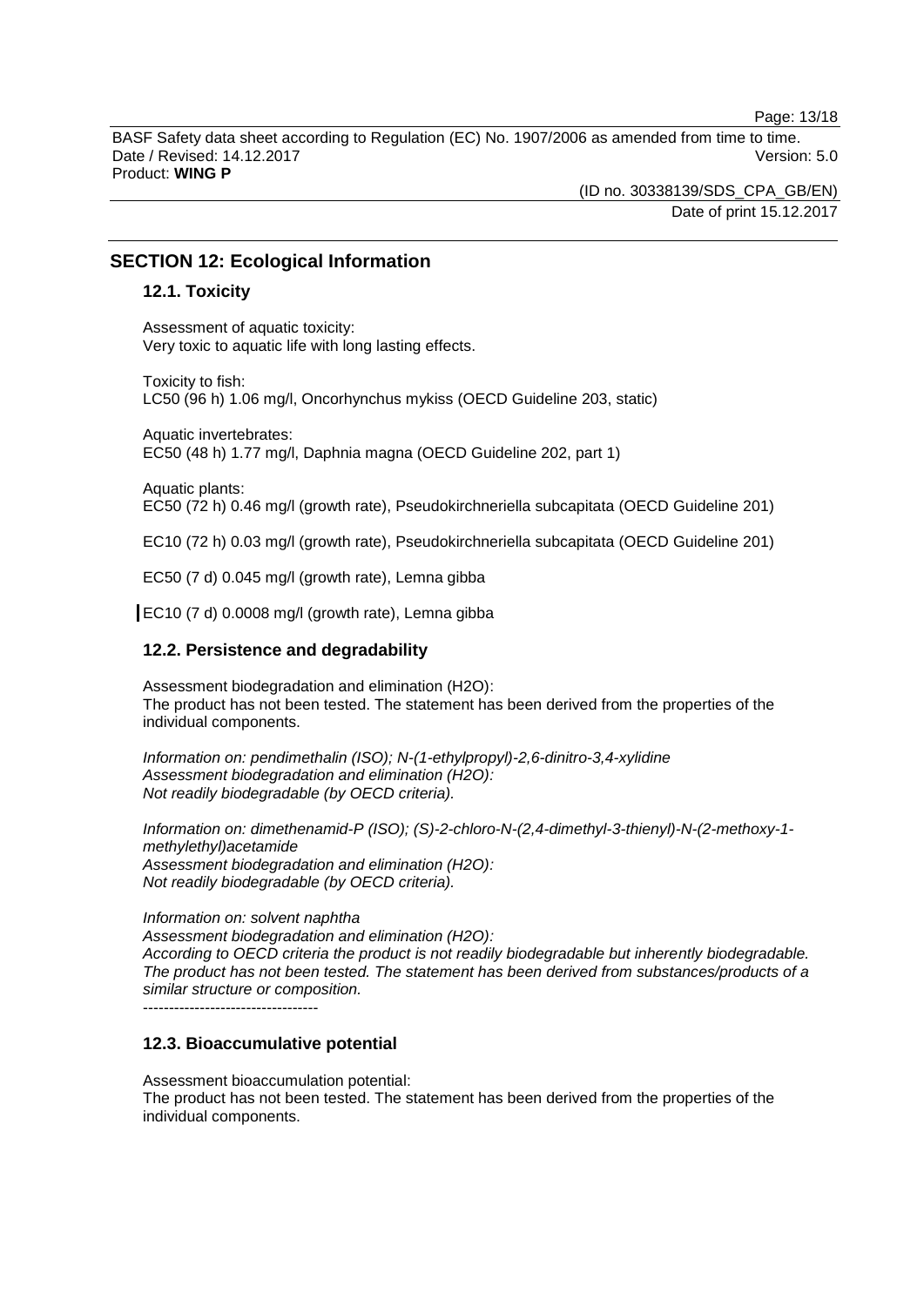## SECTION 12: Ecological Information

### 12.1. Toxicity

Assessment of aquatic toxicity:
Very toxic to aquatic life with long lasting effects.

Toxicity to fish:
LC50 (96 h) 1.06 mg/l, Oncorhynchus mykiss (OECD Guideline 203, static)

Aquatic invertebrates:
EC50 (48 h) 1.77 mg/l, Daphnia magna (OECD Guideline 202, part 1)

Aquatic plants:
EC50 (72 h) 0.46 mg/l (growth rate), Pseudokirchneriella subcapitata (OECD Guideline 201)

EC10 (72 h) 0.03 mg/l (growth rate), Pseudokirchneriella subcapitata (OECD Guideline 201)

EC50 (7 d) 0.045 mg/l (growth rate), Lemna gibba

EC10 (7 d) 0.0008 mg/l (growth rate), Lemna gibba

### 12.2. Persistence and degradability

Assessment biodegradation and elimination ($H_2O$):
The product has not been tested. The statement has been derived from the properties of the individual components.

*Information on: pendimethalin (ISO); N-(1-ethylpropyl)-2,6-dinitro-3,4-xylidine*
*Assessment biodegradation and elimination ($H_2O$):*
*Not readily biodegradable (by OECD criteria).*

*Information on: dimethenamid-P (ISO); (S)-2-chloro-N-(2,4-dimethyl-3-thienyl)-N-(2-methoxy-1-methylethyl)acetamide*
*Assessment biodegradation and elimination ($H_2O$):*
*Not readily biodegradable (by OECD criteria).*

*Information on: solvent naphtha*
*Assessment biodegradation and elimination ($H_2O$):*
*According to OECD criteria the product is not readily biodegradable but inherently biodegradable. The product has not been tested. The statement has been derived from substances/products of a similar structure or composition.*

----------------------------------

### 12.3. Bioaccumulative potential

Assessment bioaccumulation potential:
The product has not been tested. The statement has been derived from the properties of the individual components.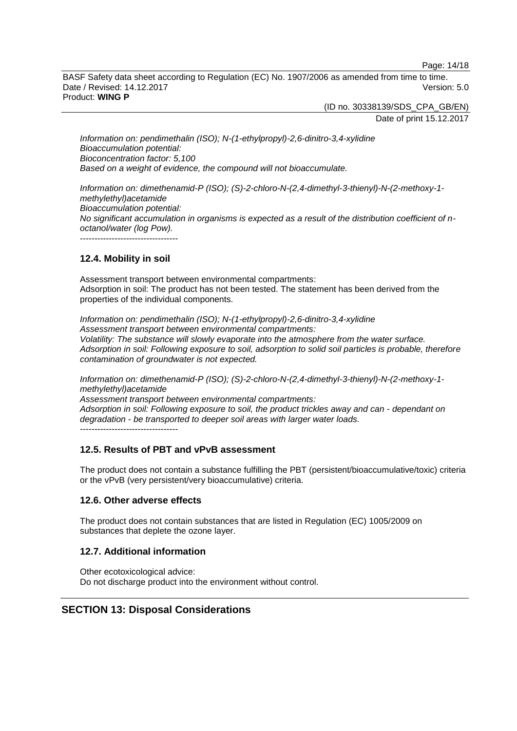*Information on: pendimethalin (ISO); N-(1-ethylpropyl)-2,6-dinitro-3,4-xylidine*
*Bioaccumulation potential:*
*Bioconcentration factor: 5,100*
*Based on a weight of evidence, the compound will not bioaccumulate.*

*Information on: dimethenamid-P (ISO); (S)-2-chloro-N-(2,4-dimethyl-3-thienyl)-N-(2-methoxy-1-methylethyl)acetamide*
*Bioaccumulation potential:*
*No significant accumulation in organisms is expected as a result of the distribution coefficient of n-octanol/water (log Pow).*
----------------------------------

### 12.4. Mobility in soil

Assessment transport between environmental compartments:
Adsorption in soil: The product has not been tested. The statement has been derived from the properties of the individual components.

*Information on: pendimethalin (ISO); N-(1-ethylpropyl)-2,6-dinitro-3,4-xylidine*
*Assessment transport between environmental compartments:*
*Volatility: The substance will slowly evaporate into the atmosphere from the water surface.*
*Adsorption in soil: Following exposure to soil, adsorption to solid soil particles is probable, therefore contamination of groundwater is not expected.*

*Information on: dimethenamid-P (ISO); (S)-2-chloro-N-(2,4-dimethyl-3-thienyl)-N-(2-methoxy-1-methylethyl)acetamide*
*Assessment transport between environmental compartments:*
*Adsorption in soil: Following exposure to soil, the product trickles away and can - dependant on degradation - be transported to deeper soil areas with larger water loads.*
----------------------------------

### 12.5. Results of PBT and vPvB assessment

The product does not contain a substance fulfilling the PBT (persistent/bioaccumulative/toxic) criteria or the vPvB (very persistent/very bioaccumulative) criteria.

### 12.6. Other adverse effects

The product does not contain substances that are listed in Regulation (EC) 1005/2009 on substances that deplete the ozone layer.

### 12.7. Additional information

Other ecotoxicological advice:
Do not discharge product into the environment without control.

## SECTION 13: Disposal Considerations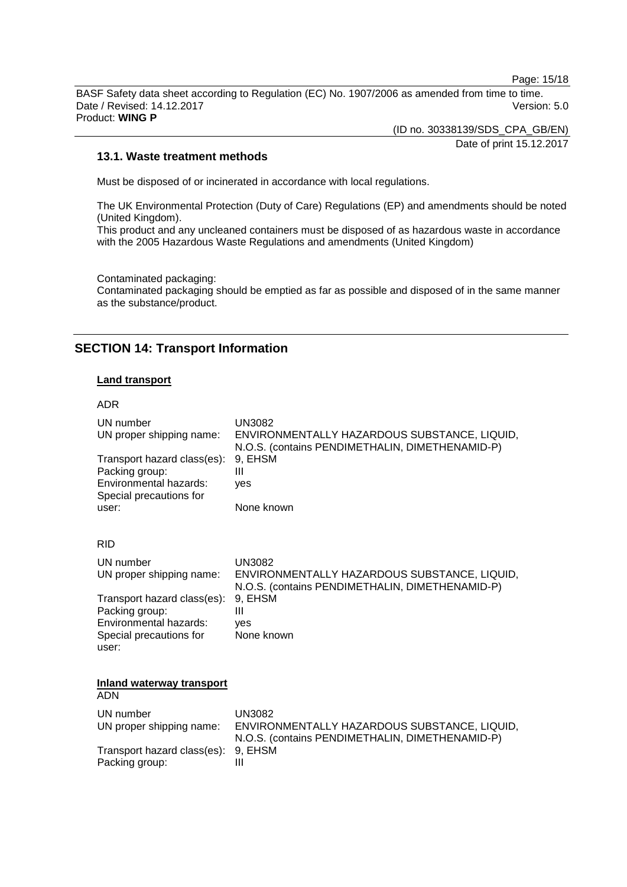### 13.1. Waste treatment methods

Must be disposed of or incinerated in accordance with local regulations.

The UK Environmental Protection (Duty of Care) Regulations (EP) and amendments should be noted (United Kingdom).
This product and any uncleaned containers must be disposed of as hazardous waste in accordance with the 2005 Hazardous Waste Regulations and amendments (United Kingdom)

Contaminated packaging:
Contaminated packaging should be emptied as far as possible and disposed of in the same manner as the substance/product.

## SECTION 14: Transport Information

**Land transport**

ADR

| | |
|---|---|
| UN number | UN3082 |
| UN proper shipping name: | ENVIRONMENTALLY HAZARDOUS SUBSTANCE, LIQUID, N.O.S. (contains PENDIMETHALIN, DIMETHENAMID-P) |
| Transport hazard class(es): | 9, EHSM |
| Packing group: | III |
| Environmental hazards: | yes |
| Special precautions for user: | None known |

RID

| | |
|---|---|
| UN number | UN3082 |
| UN proper shipping name: | ENVIRONMENTALLY HAZARDOUS SUBSTANCE, LIQUID, N.O.S. (contains PENDIMETHALIN, DIMETHENAMID-P) |
| Transport hazard class(es): | 9, EHSM |
| Packing group: | III |
| Environmental hazards: | yes |
| Special precautions for user: | None known |

**Inland waterway transport**

ADN

| | |
|---|---|
| UN number | UN3082 |
| UN proper shipping name: | ENVIRONMENTALLY HAZARDOUS SUBSTANCE, LIQUID, N.O.S. (contains PENDIMETHALIN, DIMETHENAMID-P) |
| Transport hazard class(es): | 9, EHSM |
| Packing group: | III |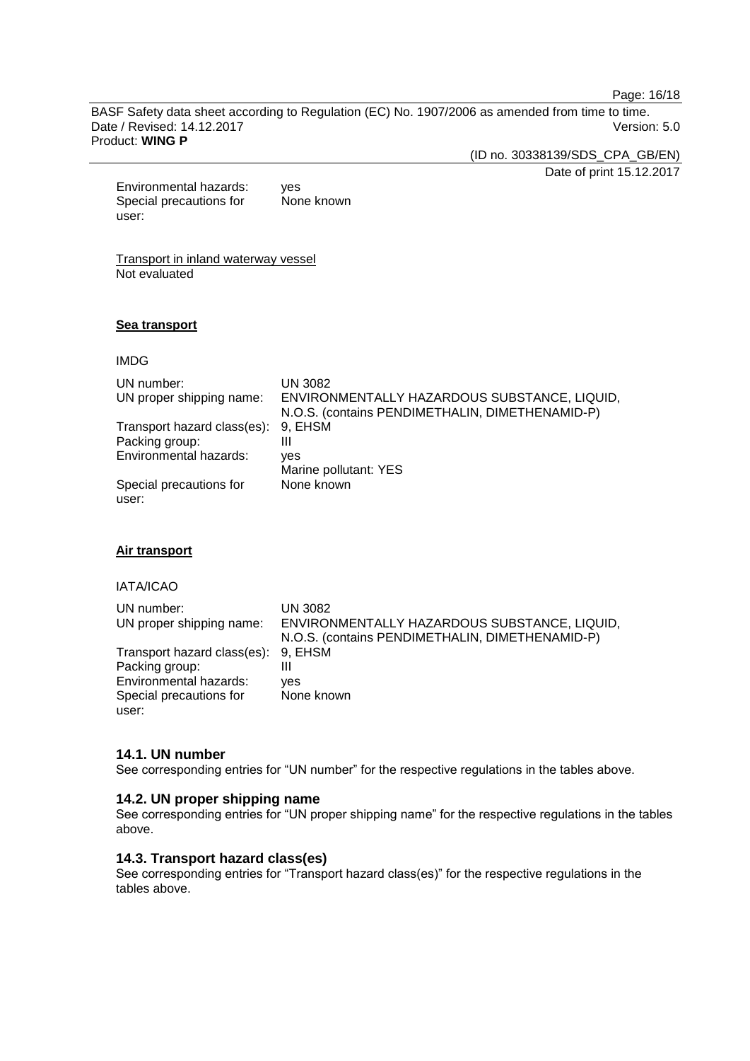| | |
|---|---|
| Environmental hazards: | yes |
| Special precautions for user: | None known |

Transport in inland waterway vessel
Not evaluated

**Sea transport**

IMDG

| | |
|---|---|
| UN number: | UN 3082 |
| UN proper shipping name: | ENVIRONMENTALLY HAZARDOUS SUBSTANCE, LIQUID, N.O.S. (contains PENDIMETHALIN, DIMETHENAMID-P) |
| Transport hazard class(es): | 9, EHSM |
| Packing group: | III |
| Environmental hazards: | yes<br>Marine pollutant: YES |
| Special precautions for user: | None known |

**Air transport**

IATA/ICAO

| | |
|---|---|
| UN number: | UN 3082 |
| UN proper shipping name: | ENVIRONMENTALLY HAZARDOUS SUBSTANCE, LIQUID, N.O.S. (contains PENDIMETHALIN, DIMETHENAMID-P) |
| Transport hazard class(es): | 9, EHSM |
| Packing group: | III |
| Environmental hazards: | yes |
| Special precautions for user: | None known |

### 14.1. UN number

See corresponding entries for "UN number" for the respective regulations in the tables above.

### 14.2. UN proper shipping name

See corresponding entries for "UN proper shipping name" for the respective regulations in the tables above.

### 14.3. Transport hazard class(es)

See corresponding entries for "Transport hazard class(es)" for the respective regulations in the tables above.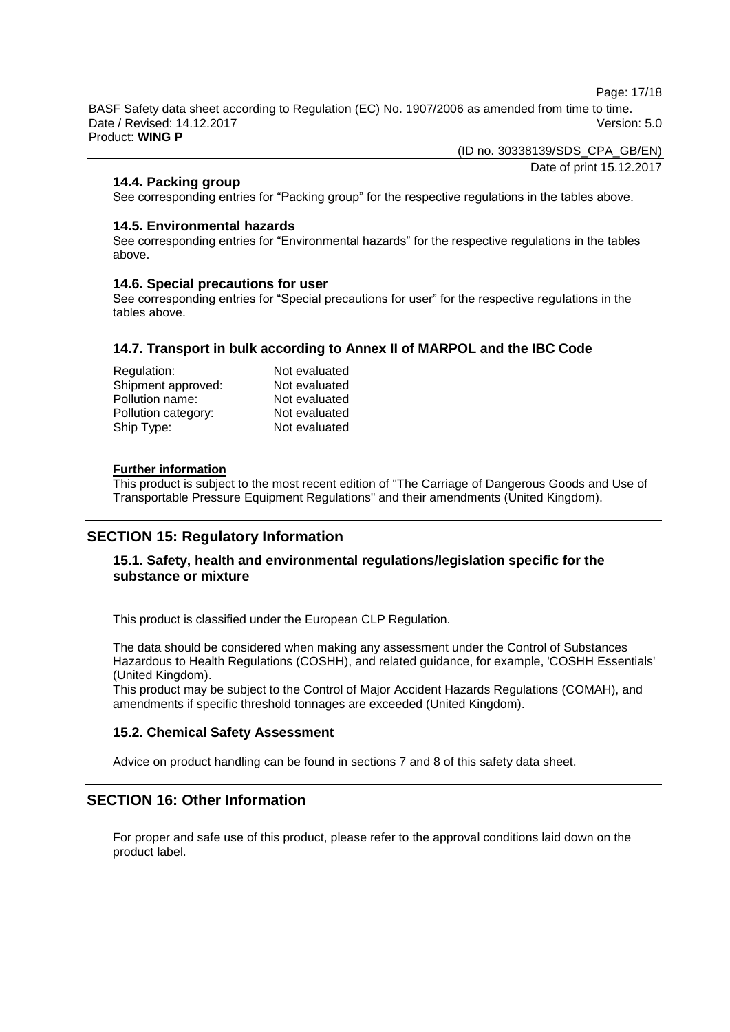### 14.4. Packing group

See corresponding entries for “Packing group” for the respective regulations in the tables above.

### 14.5. Environmental hazards

See corresponding entries for “Environmental hazards” for the respective regulations in the tables above.

### 14.6. Special precautions for user

See corresponding entries for “Special precautions for user” for the respective regulations in the tables above.

### 14.7. Transport in bulk according to Annex II of MARPOL and the IBC Code

| | |
|---|---|
| Regulation: | Not evaluated |
| Shipment approved: | Not evaluated |
| Pollution name: | Not evaluated |
| Pollution category: | Not evaluated |
| Ship Type: | Not evaluated |

**Further information**

This product is subject to the most recent edition of "The Carriage of Dangerous Goods and Use of Transportable Pressure Equipment Regulations" and their amendments (United Kingdom).

## SECTION 15: Regulatory Information

### 15.1. Safety, health and environmental regulations/legislation specific for the substance or mixture

This product is classified under the European CLP Regulation.

The data should be considered when making any assessment under the Control of Substances Hazardous to Health Regulations (COSHH), and related guidance, for example, 'COSHH Essentials' (United Kingdom).

This product may be subject to the Control of Major Accident Hazards Regulations (COMAH), and amendments if specific threshold tonnages are exceeded (United Kingdom).

### 15.2. Chemical Safety Assessment

Advice on product handling can be found in sections 7 and 8 of this safety data sheet.

## SECTION 16: Other Information

For proper and safe use of this product, please refer to the approval conditions laid down on the product label.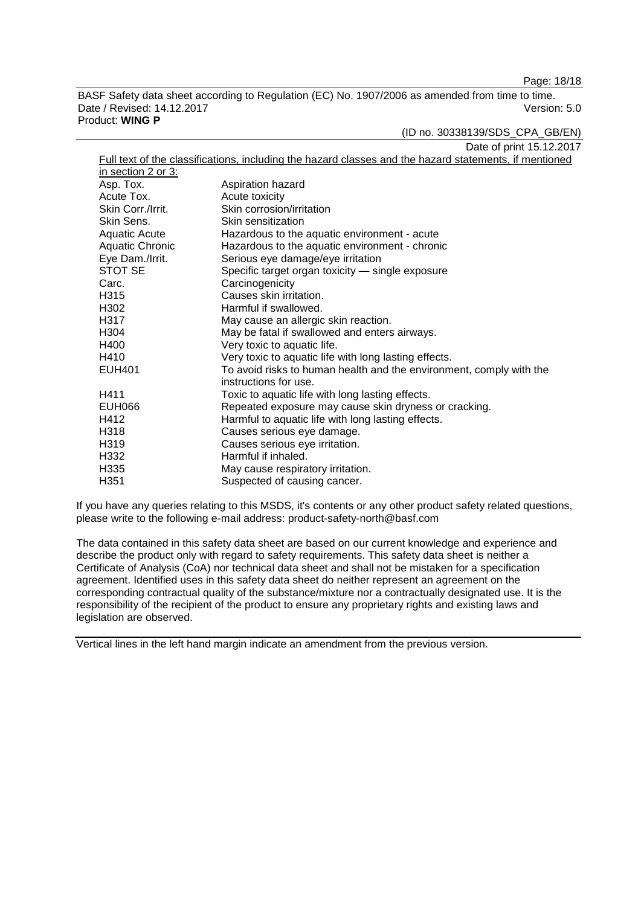Full text of the classifications, including the hazard classes and the hazard statements, if mentioned in section 2 or 3:

| | |
|---|---|
| Asp. Tox. | Aspiration hazard |
| Acute Tox. | Acute toxicity |
| Skin Corr./Irrit. | Skin corrosion/irritation |
| Skin Sens. | Skin sensitization |
| Aquatic Acute | Hazardous to the aquatic environment - acute |
| Aquatic Chronic | Hazardous to the aquatic environment - chronic |
| Eye Dam./Irrit. | Serious eye damage/eye irritation |
| STOT SE | Specific target organ toxicity — single exposure |
| Carc. | Carcinogenicity |
| H315 | Causes skin irritation. |
| H302 | Harmful if swallowed. |
| H317 | May cause an allergic skin reaction. |
| H304 | May be fatal if swallowed and enters airways. |
| H400 | Very toxic to aquatic life. |
| H410 | Very toxic to aquatic life with long lasting effects. |
| EUH401 | To avoid risks to human health and the environment, comply with the instructions for use. |
| H411 | Toxic to aquatic life with long lasting effects. |
| EUH066 | Repeated exposure may cause skin dryness or cracking. |
| H412 | Harmful to aquatic life with long lasting effects. |
| H318 | Causes serious eye damage. |
| H319 | Causes serious eye irritation. |
| H332 | Harmful if inhaled. |
| H335 | May cause respiratory irritation. |
| H351 | Suspected of causing cancer. |

If you have any queries relating to this MSDS, it's contents or any other product safety related questions, please write to the following e-mail address: product-safety-north@basf.com

The data contained in this safety data sheet are based on our current knowledge and experience and describe the product only with regard to safety requirements. This safety data sheet is neither a Certificate of Analysis (CoA) nor technical data sheet and shall not be mistaken for a specification agreement. Identified uses in this safety data sheet do neither represent an agreement on the corresponding contractual quality of the substance/mixture nor a contractually designated use. It is the responsibility of the recipient of the product to ensure any proprietary rights and existing laws and legislation are observed.

---

Vertical lines in the left hand margin indicate an amendment from the previous version.